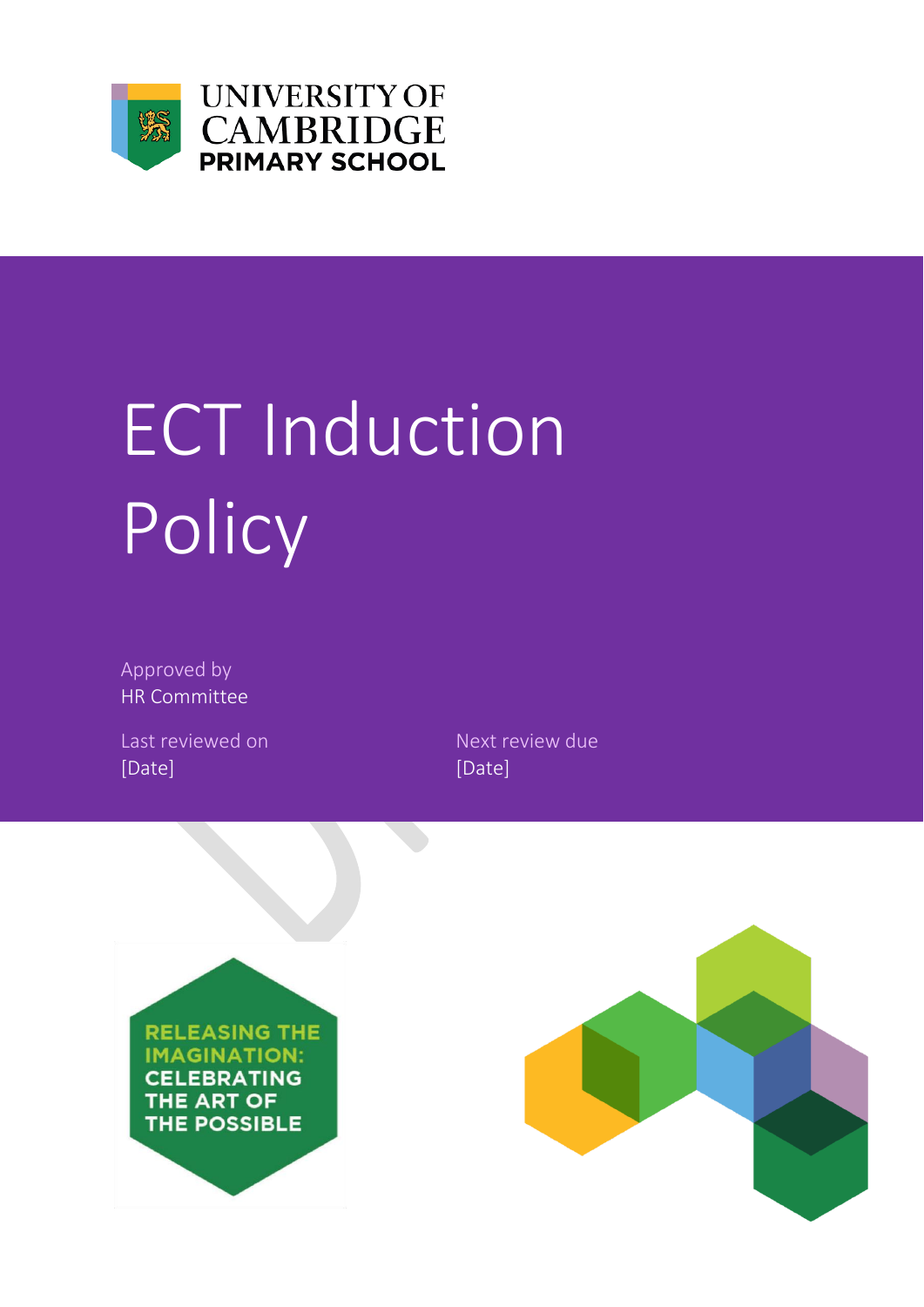UNIVERSITY OF CAMBRIDGE
PRIMARY SCHOOL

# ECT Induction Policy

Approved by
HR Committee

Last reviewed on
[Date]

Next review due
[Date]

RELEASING THE IMAGINATION: CELEBRATING THE ART OF THE POSSIBLE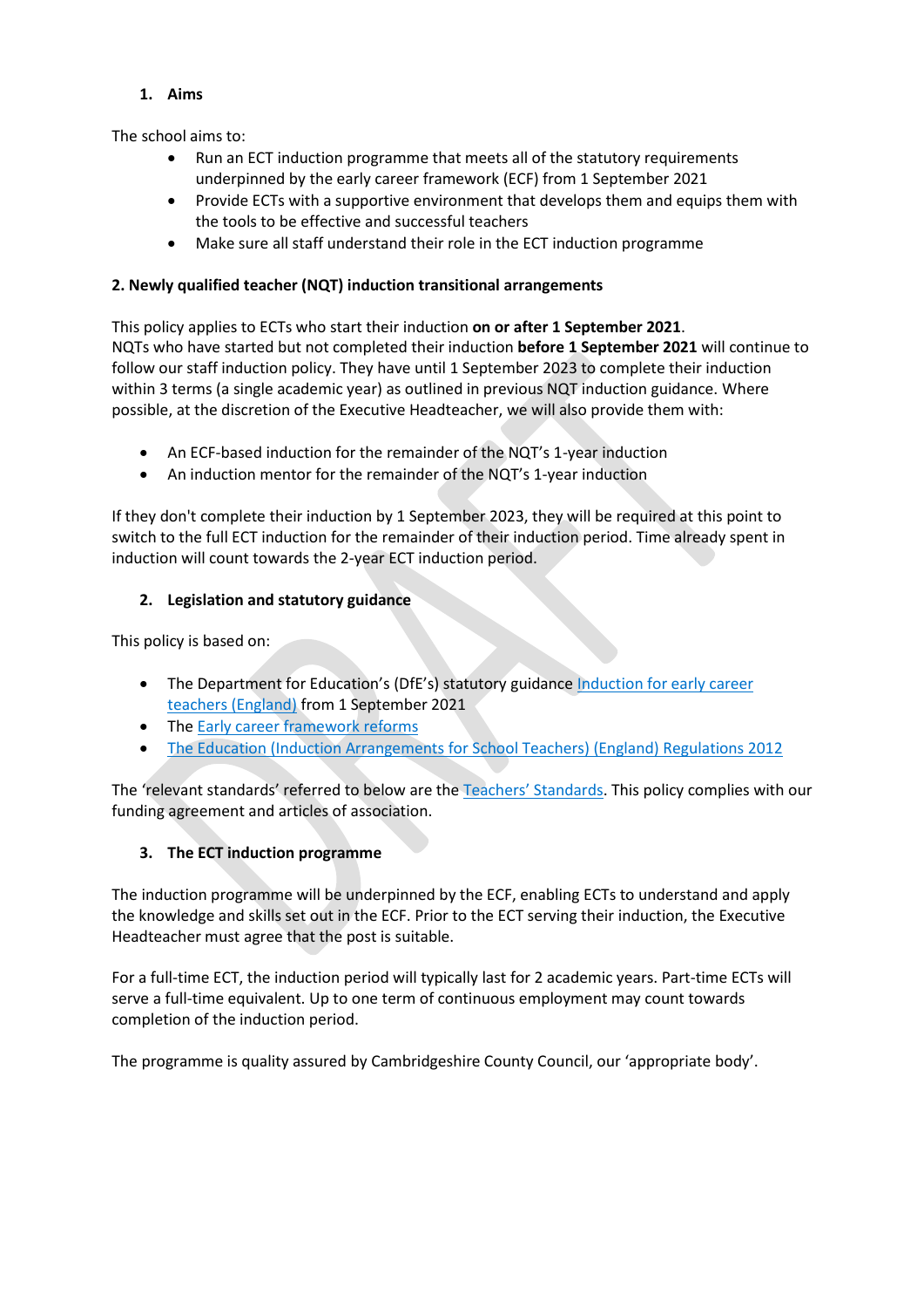## 1. Aims

The school aims to:

- Run an ECT induction programme that meets all of the statutory requirements underpinned by the early career framework (ECF) from 1 September 2021
- Provide ECTs with a supportive environment that develops them and equips them with the tools to be effective and successful teachers
- Make sure all staff understand their role in the ECT induction programme

## 2. Newly qualified teacher (NQT) induction transitional arrangements

This policy applies to ECTs who start their induction **on or after 1 September 2021**. NQTs who have started but not completed their induction **before 1 September 2021** will continue to follow our staff induction policy. They have until 1 September 2023 to complete their induction within 3 terms (a single academic year) as outlined in previous NQT induction guidance. Where possible, at the discretion of the Executive Headteacher, we will also provide them with:

- An ECF-based induction for the remainder of the NQT's 1-year induction
- An induction mentor for the remainder of the NQT's 1-year induction

If they don't complete their induction by 1 September 2023, they will be required at this point to switch to the full ECT induction for the remainder of their induction period. Time already spent in induction will count towards the 2-year ECT induction period.

## 2. Legislation and statutory guidance

This policy is based on:

- The Department for Education's (DfE's) statutory guidance Induction for early career teachers (England) from 1 September 2021
- The Early career framework reforms
- The Education (Induction Arrangements for School Teachers) (England) Regulations 2012

The 'relevant standards' referred to below are the Teachers' Standards. This policy complies with our funding agreement and articles of association.

## 3. The ECT induction programme

The induction programme will be underpinned by the ECF, enabling ECTs to understand and apply the knowledge and skills set out in the ECF. Prior to the ECT serving their induction, the Executive Headteacher must agree that the post is suitable.

For a full-time ECT, the induction period will typically last for 2 academic years. Part-time ECTs will serve a full-time equivalent. Up to one term of continuous employment may count towards completion of the induction period.

The programme is quality assured by Cambridgeshire County Council, our 'appropriate body'.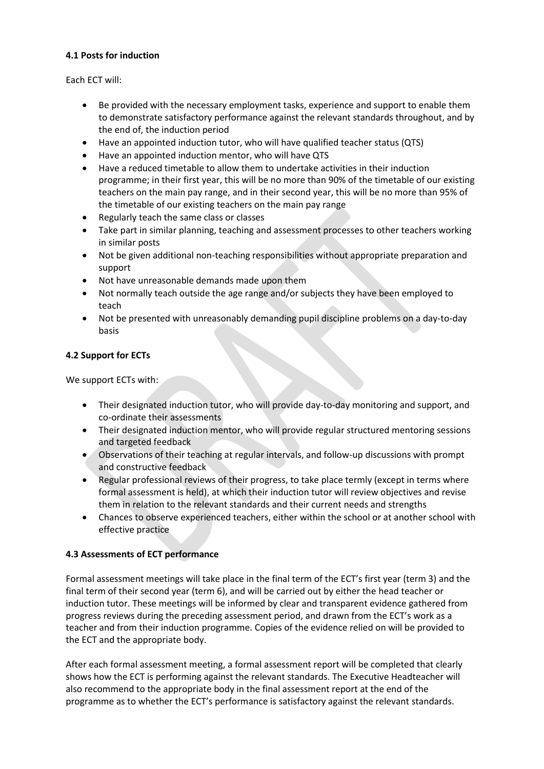**4.1 Posts for induction**

Each ECT will:

- Be provided with the necessary employment tasks, experience and support to enable them to demonstrate satisfactory performance against the relevant standards throughout, and by the end of, the induction period
- Have an appointed induction tutor, who will have qualified teacher status (QTS)
- Have an appointed induction mentor, who will have QTS
- Have a reduced timetable to allow them to undertake activities in their induction programme; in their first year, this will be no more than 90% of the timetable of our existing teachers on the main pay range, and in their second year, this will be no more than 95% of the timetable of our existing teachers on the main pay range
- Regularly teach the same class or classes
- Take part in similar planning, teaching and assessment processes to other teachers working in similar posts
- Not be given additional non-teaching responsibilities without appropriate preparation and support
- Not have unreasonable demands made upon them
- Not normally teach outside the age range and/or subjects they have been employed to teach
- Not be presented with unreasonably demanding pupil discipline problems on a day-to-day basis

**4.2 Support for ECTs**

We support ECTs with:

- Their designated induction tutor, who will provide day-to-day monitoring and support, and co-ordinate their assessments
- Their designated induction mentor, who will provide regular structured mentoring sessions and targeted feedback
- Observations of their teaching at regular intervals, and follow-up discussions with prompt and constructive feedback
- Regular professional reviews of their progress, to take place termly (except in terms where formal assessment is held), at which their induction tutor will review objectives and revise them in relation to the relevant standards and their current needs and strengths
- Chances to observe experienced teachers, either within the school or at another school with effective practice

**4.3 Assessments of ECT performance**

Formal assessment meetings will take place in the final term of the ECT's first year (term 3) and the final term of their second year (term 6), and will be carried out by either the head teacher or induction tutor. These meetings will be informed by clear and transparent evidence gathered from progress reviews during the preceding assessment period, and drawn from the ECT's work as a teacher and from their induction programme. Copies of the evidence relied on will be provided to the ECT and the appropriate body.

After each formal assessment meeting, a formal assessment report will be completed that clearly shows how the ECT is performing against the relevant standards. The Executive Headteacher will also recommend to the appropriate body in the final assessment report at the end of the programme as to whether the ECT's performance is satisfactory against the relevant standards.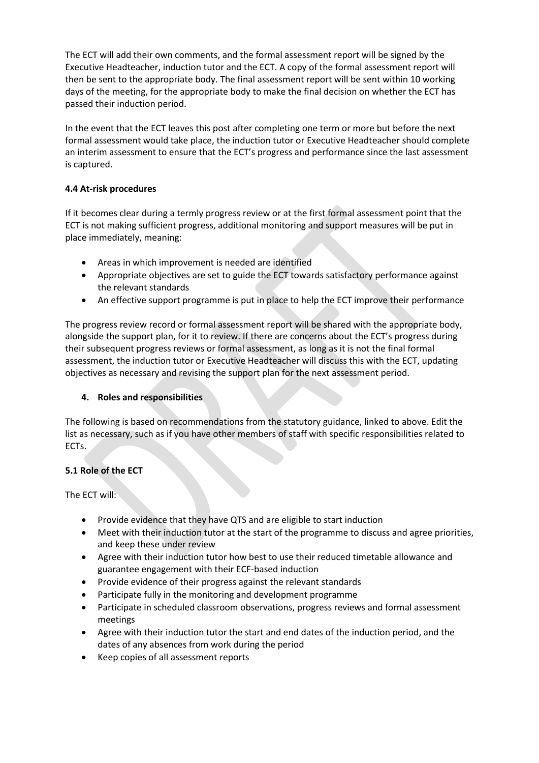The ECT will add their own comments, and the formal assessment report will be signed by the Executive Headteacher, induction tutor and the ECT. A copy of the formal assessment report will then be sent to the appropriate body. The final assessment report will be sent within 10 working days of the meeting, for the appropriate body to make the final decision on whether the ECT has passed their induction period.

In the event that the ECT leaves this post after completing one term or more but before the next formal assessment would take place, the induction tutor or Executive Headteacher should complete an interim assessment to ensure that the ECT's progress and performance since the last assessment is captured.

### 4.4 At-risk procedures

If it becomes clear during a termly progress review or at the first formal assessment point that the ECT is not making sufficient progress, additional monitoring and support measures will be put in place immediately, meaning:

- Areas in which improvement is needed are identified
- Appropriate objectives are set to guide the ECT towards satisfactory performance against the relevant standards
- An effective support programme is put in place to help the ECT improve their performance

The progress review record or formal assessment report will be shared with the appropriate body, alongside the support plan, for it to review. If there are concerns about the ECT's progress during their subsequent progress reviews or formal assessment, as long as it is not the final formal assessment, the induction tutor or Executive Headteacher will discuss this with the ECT, updating objectives as necessary and revising the support plan for the next assessment period.

## 4. Roles and responsibilities

The following is based on recommendations from the statutory guidance, linked to above. Edit the list as necessary, such as if you have other members of staff with specific responsibilities related to ECTs.

### 5.1 Role of the ECT

The ECT will:

- Provide evidence that they have QTS and are eligible to start induction
- Meet with their induction tutor at the start of the programme to discuss and agree priorities, and keep these under review
- Agree with their induction tutor how best to use their reduced timetable allowance and guarantee engagement with their ECF-based induction
- Provide evidence of their progress against the relevant standards
- Participate fully in the monitoring and development programme
- Participate in scheduled classroom observations, progress reviews and formal assessment meetings
- Agree with their induction tutor the start and end dates of the induction period, and the dates of any absences from work during the period
- Keep copies of all assessment reports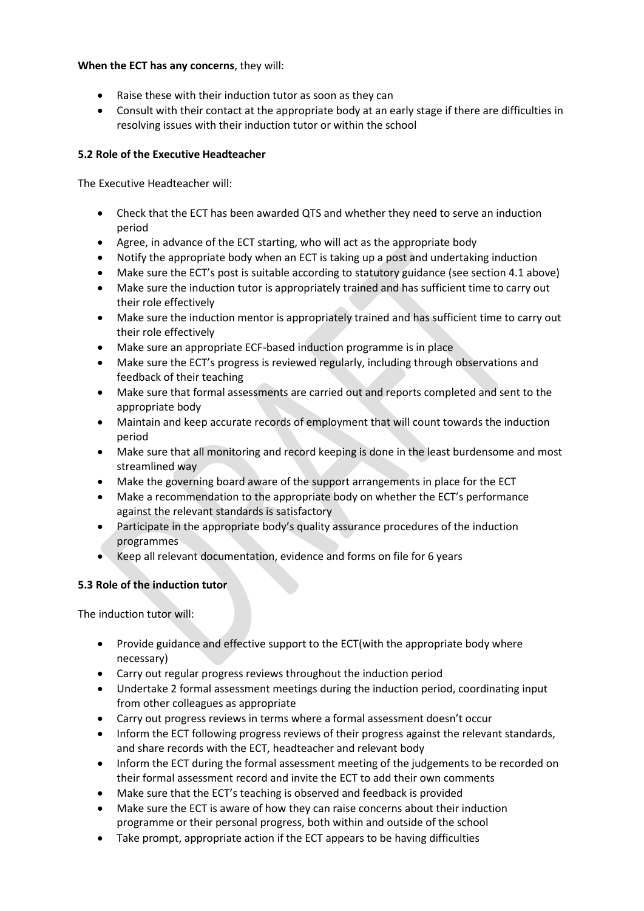**When the ECT has any concerns**, they will:

- Raise these with their induction tutor as soon as they can
- Consult with their contact at the appropriate body at an early stage if there are difficulties in resolving issues with their induction tutor or within the school

**5.2 Role of the Executive Headteacher**

The Executive Headteacher will:

- Check that the ECT has been awarded QTS and whether they need to serve an induction period
- Agree, in advance of the ECT starting, who will act as the appropriate body
- Notify the appropriate body when an ECT is taking up a post and undertaking induction
- Make sure the ECT's post is suitable according to statutory guidance (see section 4.1 above)
- Make sure the induction tutor is appropriately trained and has sufficient time to carry out their role effectively
- Make sure the induction mentor is appropriately trained and has sufficient time to carry out their role effectively
- Make sure an appropriate ECF-based induction programme is in place
- Make sure the ECT's progress is reviewed regularly, including through observations and feedback of their teaching
- Make sure that formal assessments are carried out and reports completed and sent to the appropriate body
- Maintain and keep accurate records of employment that will count towards the induction period
- Make sure that all monitoring and record keeping is done in the least burdensome and most streamlined way
- Make the governing board aware of the support arrangements in place for the ECT
- Make a recommendation to the appropriate body on whether the ECT's performance against the relevant standards is satisfactory
- Participate in the appropriate body's quality assurance procedures of the induction programmes
- Keep all relevant documentation, evidence and forms on file for 6 years

**5.3 Role of the induction tutor**

The induction tutor will:

- Provide guidance and effective support to the ECT(with the appropriate body where necessary)
- Carry out regular progress reviews throughout the induction period
- Undertake 2 formal assessment meetings during the induction period, coordinating input from other colleagues as appropriate
- Carry out progress reviews in terms where a formal assessment doesn't occur
- Inform the ECT following progress reviews of their progress against the relevant standards, and share records with the ECT, headteacher and relevant body
- Inform the ECT during the formal assessment meeting of the judgements to be recorded on their formal assessment record and invite the ECT to add their own comments
- Make sure that the ECT's teaching is observed and feedback is provided
- Make sure the ECT is aware of how they can raise concerns about their induction programme or their personal progress, both within and outside of the school
- Take prompt, appropriate action if the ECT appears to be having difficulties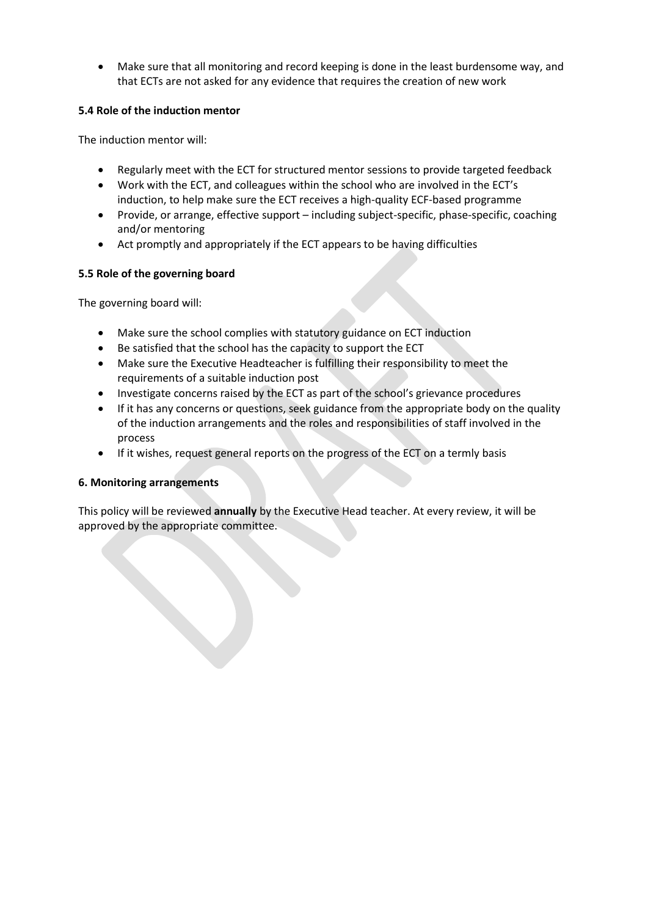- Make sure that all monitoring and record keeping is done in the least burdensome way, and that ECTs are not asked for any evidence that requires the creation of new work

**5.4 Role of the induction mentor**

The induction mentor will:

- Regularly meet with the ECT for structured mentor sessions to provide targeted feedback
- Work with the ECT, and colleagues within the school who are involved in the ECT's induction, to help make sure the ECT receives a high-quality ECF-based programme
- Provide, or arrange, effective support – including subject-specific, phase-specific, coaching and/or mentoring
- Act promptly and appropriately if the ECT appears to be having difficulties

**5.5 Role of the governing board**

The governing board will:

- Make sure the school complies with statutory guidance on ECT induction
- Be satisfied that the school has the capacity to support the ECT
- Make sure the Executive Headteacher is fulfilling their responsibility to meet the requirements of a suitable induction post
- Investigate concerns raised by the ECT as part of the school's grievance procedures
- If it has any concerns or questions, seek guidance from the appropriate body on the quality of the induction arrangements and the roles and responsibilities of staff involved in the process
- If it wishes, request general reports on the progress of the ECT on a termly basis

**6. Monitoring arrangements**

This policy will be reviewed **annually** by the Executive Head teacher. At every review, it will be approved by the appropriate committee.